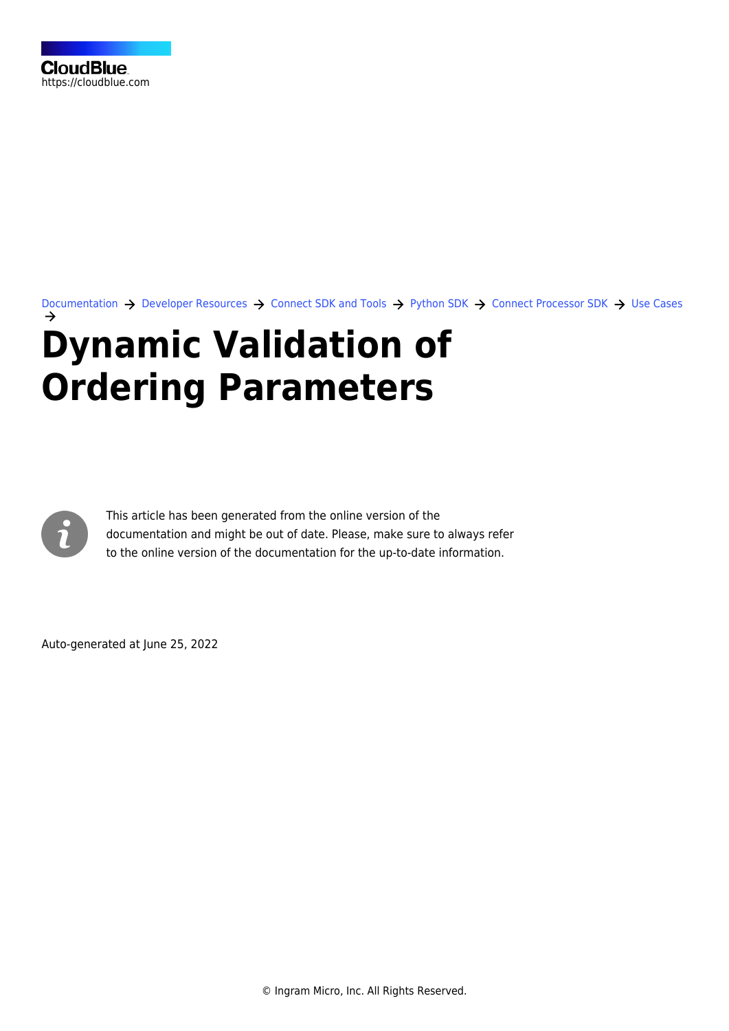CloudBlue
https://cloudblue.com

Documentation → Developer Resources → Connect SDK and Tools → Python SDK → Connect Processor SDK → Use Cases →

# Dynamic Validation of Ordering Parameters

This article has been generated from the online version of the documentation and might be out of date. Please, make sure to always refer to the online version of the documentation for the up-to-date information.

Auto-generated at June 25, 2022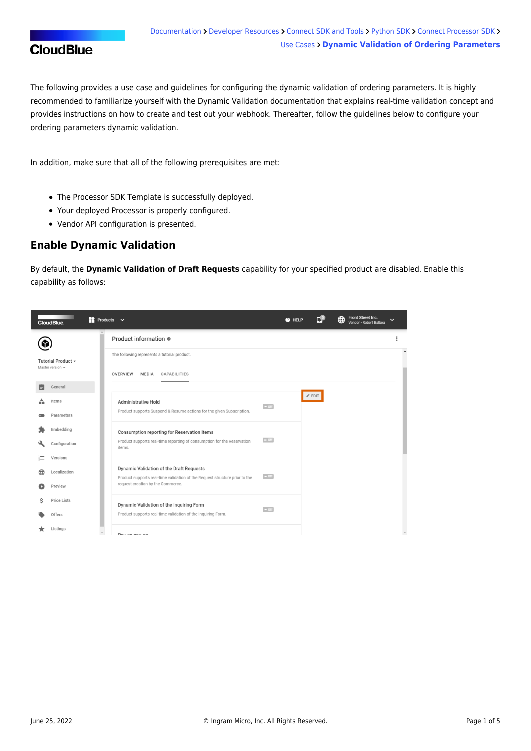The following provides a use case and guidelines for configuring the dynamic validation of ordering parameters. It is highly recommended to familiarize yourself with the Dynamic Validation documentation that explains real-time validation concept and provides instructions on how to create and test out your webhook. Thereafter, follow the guidelines below to configure your ordering parameters dynamic validation.

In addition, make sure that all of the following prerequisites are met:

- The Processor SDK Template is successfully deployed.
- Your deployed Processor is properly configured.
- Vendor API configuration is presented.

## Enable Dynamic Validation

By default, the **Dynamic Validation of Draft Requests** capability for your specified product are disabled. Enable this capability as follows: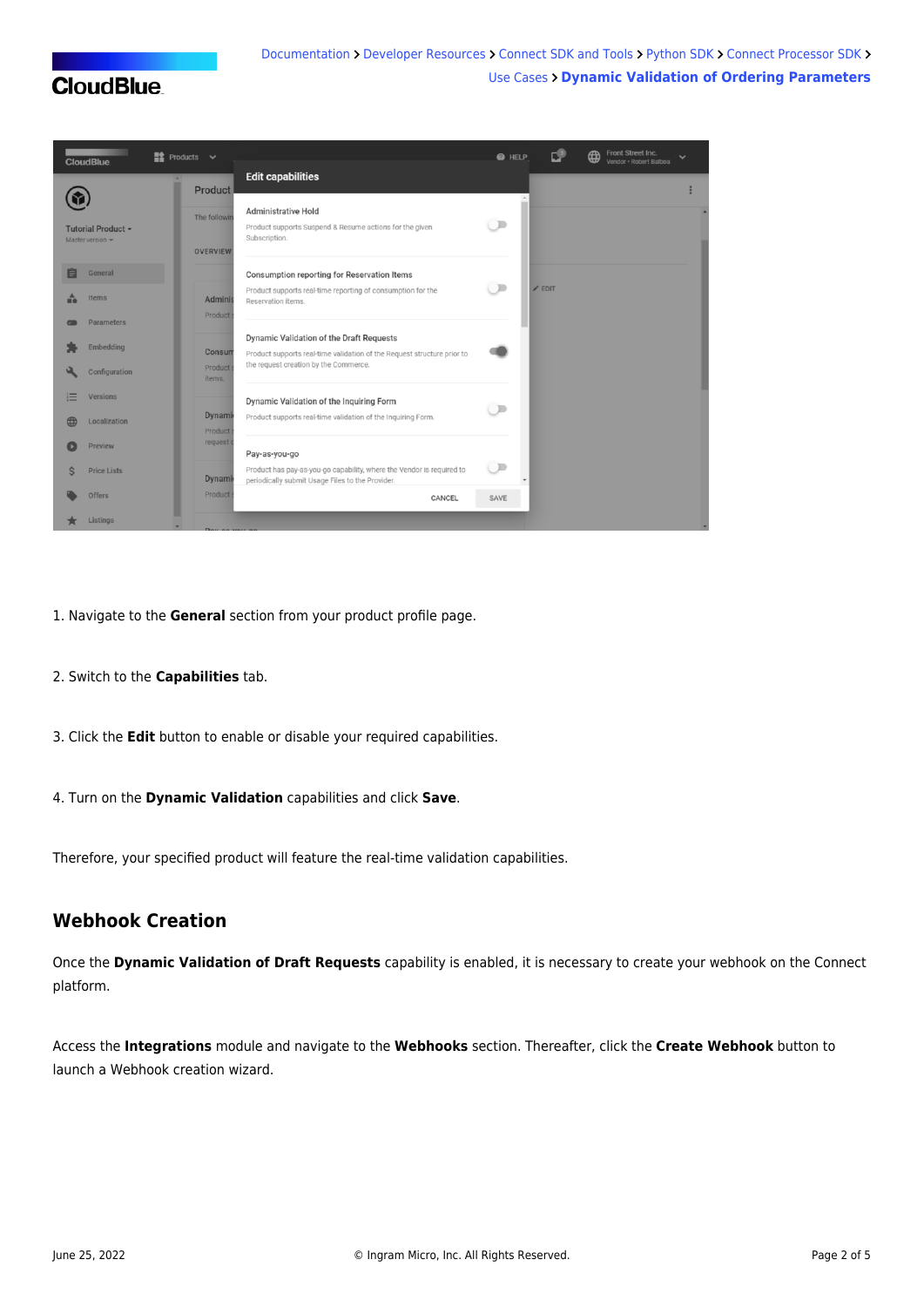1. Navigate to the **General** section from your product profile page.

2. Switch to the **Capabilities** tab.

3. Click the **Edit** button to enable or disable your required capabilities.

4. Turn on the **Dynamic Validation** capabilities and click **Save**.

Therefore, your specified product will feature the real-time validation capabilities.

## Webhook Creation

Once the **Dynamic Validation of Draft Requests** capability is enabled, it is necessary to create your webhook on the Connect platform.

Access the **Integrations** module and navigate to the **Webhooks** section. Thereafter, click the **Create Webhook** button to launch a Webhook creation wizard.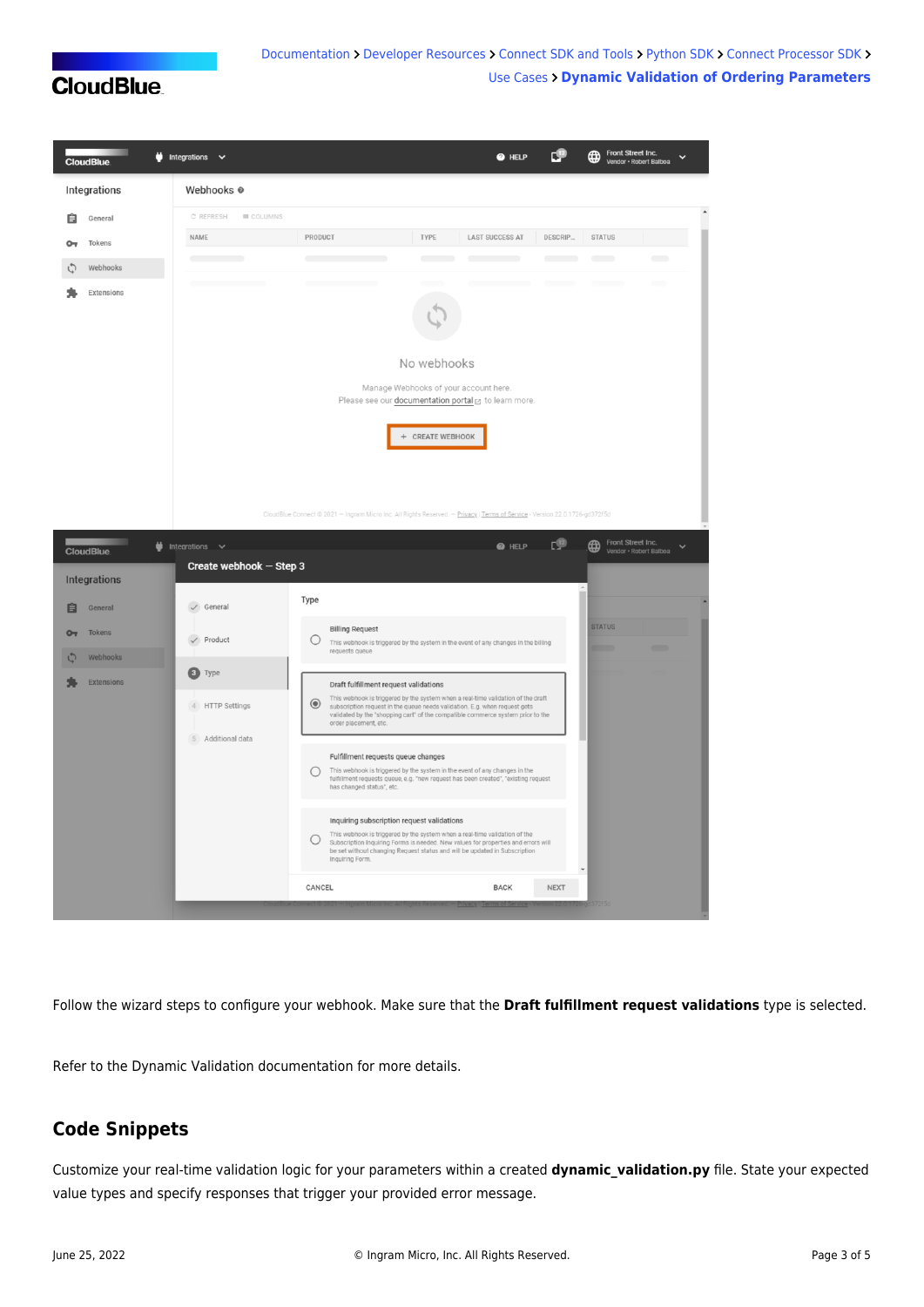Follow the wizard steps to configure your webhook. Make sure that the **Draft fulfillment request validations** type is selected.

Refer to the Dynamic Validation documentation for more details.

## Code Snippets

Customize your real-time validation logic for your parameters within a created **dynamic_validation.py** file. State your expected value types and specify responses that trigger your provided error message.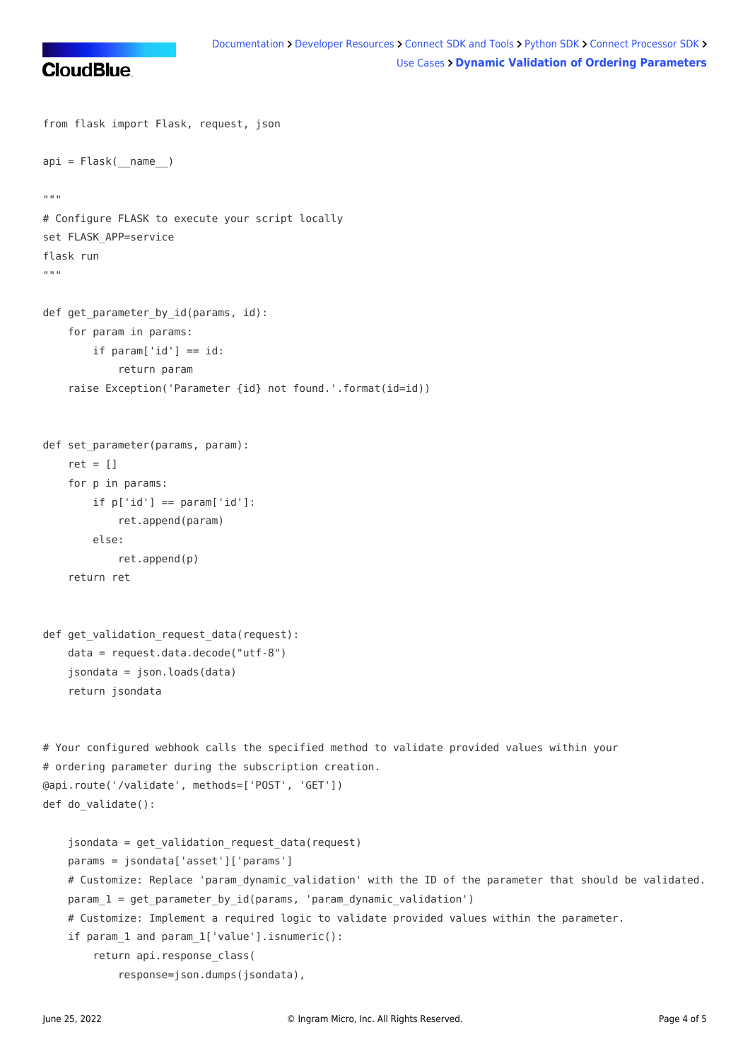```
from flask import Flask, request, json

api = Flask(__name__)

"""
# Configure FLASK to execute your script locally
set FLASK_APP=service
flask run
"""

def get_parameter_by_id(params, id):
    for param in params:
        if param['id'] == id:
            return param
    raise Exception('Parameter {id} not found.'.format(id=id))


def set_parameter(params, param):
    ret = []
    for p in params:
        if p['id'] == param['id']:
            ret.append(param)
        else:
            ret.append(p)
    return ret


def get_validation_request_data(request):
    data = request.data.decode("utf-8")
    jsondata = json.loads(data)
    return jsondata


# Your configured webhook calls the specified method to validate provided values within your
# ordering parameter during the subscription creation.
@api.route('/validate', methods=['POST', 'GET'])
def do_validate():

    jsondata = get_validation_request_data(request)
    params = jsondata['asset']['params']
    # Customize: Replace 'param_dynamic_validation' with the ID of the parameter that should be validated.
    param_1 = get_parameter_by_id(params, 'param_dynamic_validation')
    # Customize: Implement a required logic to validate provided values within the parameter.
    if param_1 and param_1['value'].isnumeric():
        return api.response_class(
            response=json.dumps(jsondata),
```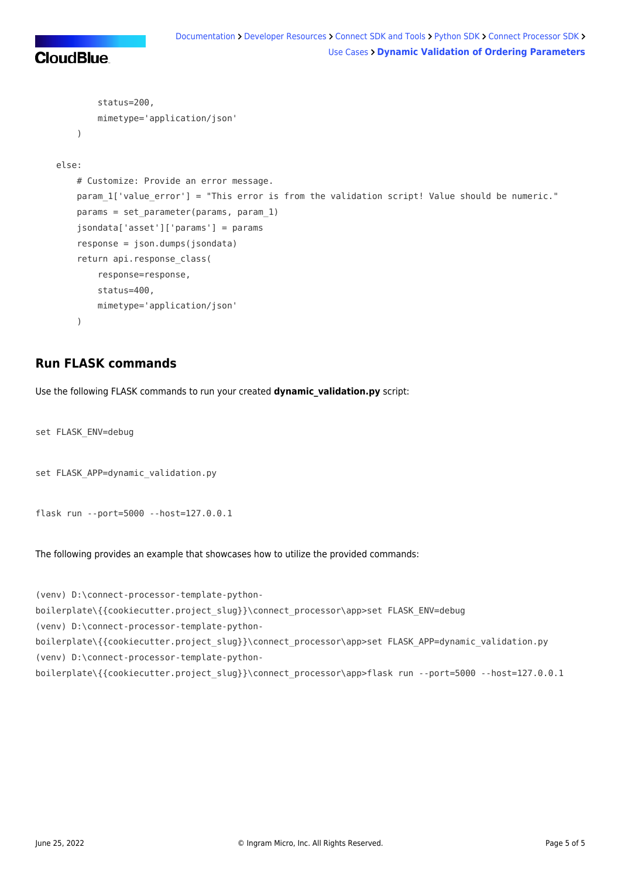```
            status=200,
            mimetype='application/json'
        )

    else:
        # Customize: Provide an error message.
        param_1['value_error'] = "This error is from the validation script! Value should be numeric."
        params = set_parameter(params, param_1)
        jsondata['asset']['params'] = params
        response = json.dumps(jsondata)
        return api.response_class(
            response=response,
            status=400,
            mimetype='application/json'
        )
```

## Run FLASK commands

Use the following FLASK commands to run your created **dynamic_validation.py** script:

```
set FLASK_ENV=debug
```

```
set FLASK_APP=dynamic_validation.py
```

```
flask run --port=5000 --host=127.0.0.1
```

The following provides an example that showcases how to utilize the provided commands:

```
(venv) D:\connect-processor-template-python-boilerplate\{{cookiecutter.project_slug}}\connect_processor\app>set FLASK_ENV=debug
(venv) D:\connect-processor-template-python-boilerplate\{{cookiecutter.project_slug}}\connect_processor\app>set FLASK_APP=dynamic_validation.py
(venv) D:\connect-processor-template-python-boilerplate\{{cookiecutter.project_slug}}\connect_processor\app>flask run --port=5000 --host=127.0.0.1
```